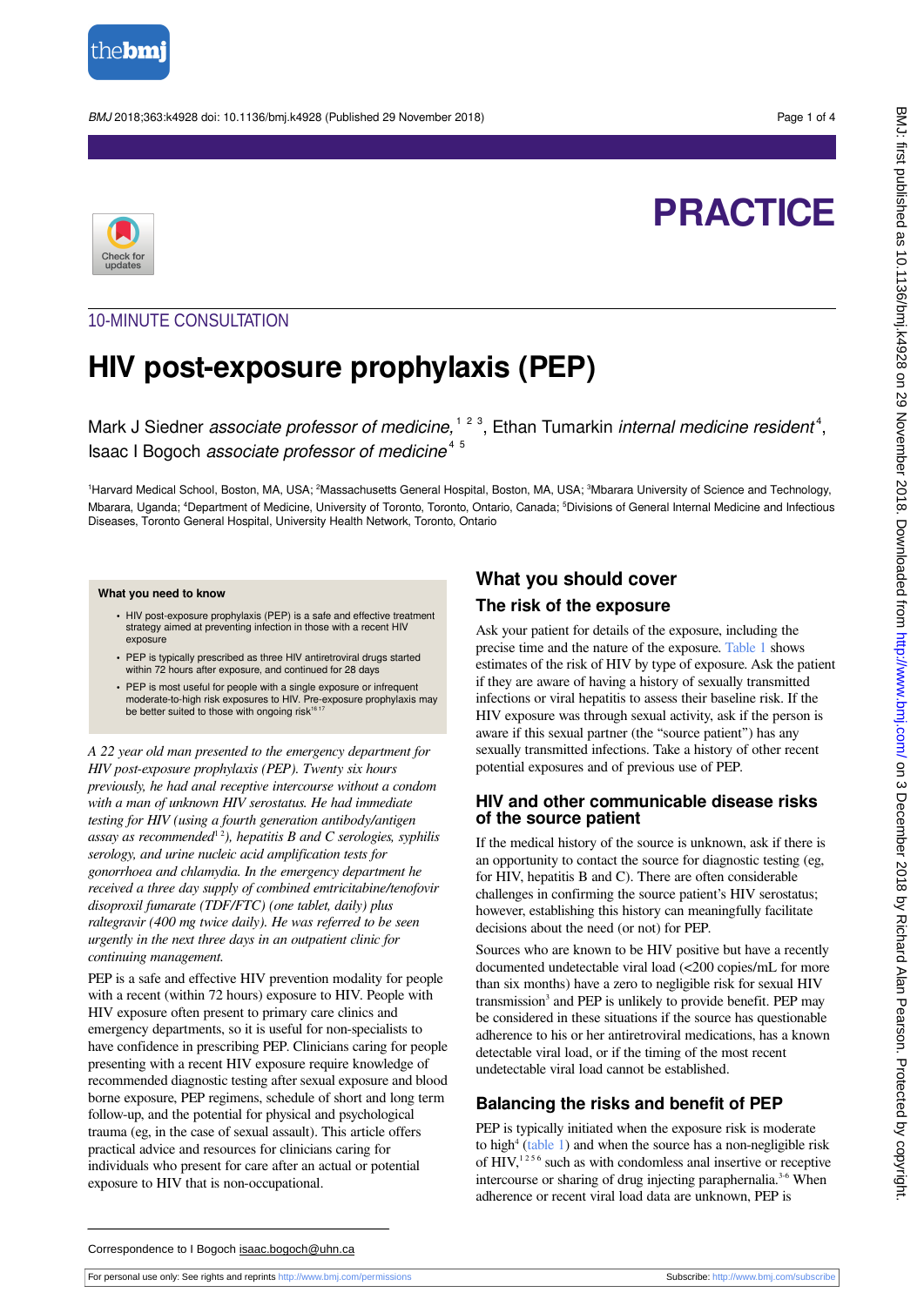PRACTICE

10-MINUTE CONSULTATION

# HIV post-exposure prophylaxis (PEP)

Mark J Siedner *associate professor of medicine,*[1,2,3], Ethan Tumarkin *internal medicine resident*[4], Isaac I Bogoch *associate professor of medicine*[4,5]

[1]Harvard Medical School, Boston, MA, USA; [2]Massachusetts General Hospital, Boston, MA, USA; [3]Mbarara University of Science and Technology, Mbarara, Uganda; [4]Department of Medicine, University of Toronto, Toronto, Ontario, Canada; [5]Divisions of General Internal Medicine and Infectious Diseases, Toronto General Hospital, University Health Network, Toronto, Ontario

**What you need to know**

- HIV post-exposure prophylaxis (PEP) is a safe and effective treatment strategy aimed at preventing infection in those with a recent HIV exposure
- PEP is typically prescribed as three HIV antiretroviral drugs started within 72 hours after exposure, and continued for 28 days
- PEP is most useful for people with a single exposure or infrequent moderate-to-high risk exposures to HIV. Pre-exposure prophylaxis may be better suited to those with ongoing risk[16,17]

*A 22 year old man presented to the emergency department for HIV post-exposure prophylaxis (PEP). Twenty six hours previously, he had anal receptive intercourse without a condom with a man of unknown HIV serostatus. He had immediate testing for HIV (using a fourth generation antibody/antigen assay as recommended*[1,2]*), hepatitis B and C serologies, syphilis serology, and urine nucleic acid amplification tests for gonorrhoea and chlamydia. In the emergency department he received a three day supply of combined emtricitabine/tenofovir disoproxil fumarate (TDF/FTC) (one tablet, daily) plus raltegravir (400 mg twice daily). He was referred to be seen urgently in the next three days in an outpatient clinic for continuing management.*

PEP is a safe and effective HIV prevention modality for people with a recent (within 72 hours) exposure to HIV. People with HIV exposure often present to primary care clinics and emergency departments, so it is useful for non-specialists to have confidence in prescribing PEP. Clinicians caring for people presenting with a recent HIV exposure require knowledge of recommended diagnostic testing after sexual exposure and blood borne exposure, PEP regimens, schedule of short and long term follow-up, and the potential for physical and psychological trauma (eg, in the case of sexual assault). This article offers practical advice and resources for clinicians caring for individuals who present for care after an actual or potential exposure to HIV that is non-occupational.

## What you should cover

### The risk of the exposure

Ask your patient for details of the exposure, including the precise time and the nature of the exposure. Table 1 shows estimates of the risk of HIV by type of exposure. Ask the patient if they are aware of having a history of sexually transmitted infections or viral hepatitis to assess their baseline risk. If the HIV exposure was through sexual activity, ask if the person is aware if this sexual partner (the "source patient") has any sexually transmitted infections. Take a history of other recent potential exposures and of previous use of PEP.

### HIV and other communicable disease risks of the source patient

If the medical history of the source is unknown, ask if there is an opportunity to contact the source for diagnostic testing (eg, for HIV, hepatitis B and C). There are often considerable challenges in confirming the source patient's HIV serostatus; however, establishing this history can meaningfully facilitate decisions about the need (or not) for PEP.

Sources who are known to be HIV positive but have a recently documented undetectable viral load (<200 copies/mL for more than six months) have a zero to negligible risk for sexual HIV transmission[3] and PEP is unlikely to provide benefit. PEP may be considered in these situations if the source has questionable adherence to his or her antiretroviral medications, has a known detectable viral load, or if the timing of the most recent undetectable viral load cannot be established.

### Balancing the risks and benefit of PEP

PEP is typically initiated when the exposure risk is moderate to high[4] (table 1) and when the source has a non-negligible risk of HIV,[1,2,5,6] such as with condomless anal insertive or receptive intercourse or sharing of drug injecting paraphernalia.[3-6] When adherence or recent viral load data are unknown, PEP is

Correspondence to I Bogoch isaac.bogoch@uhn.ca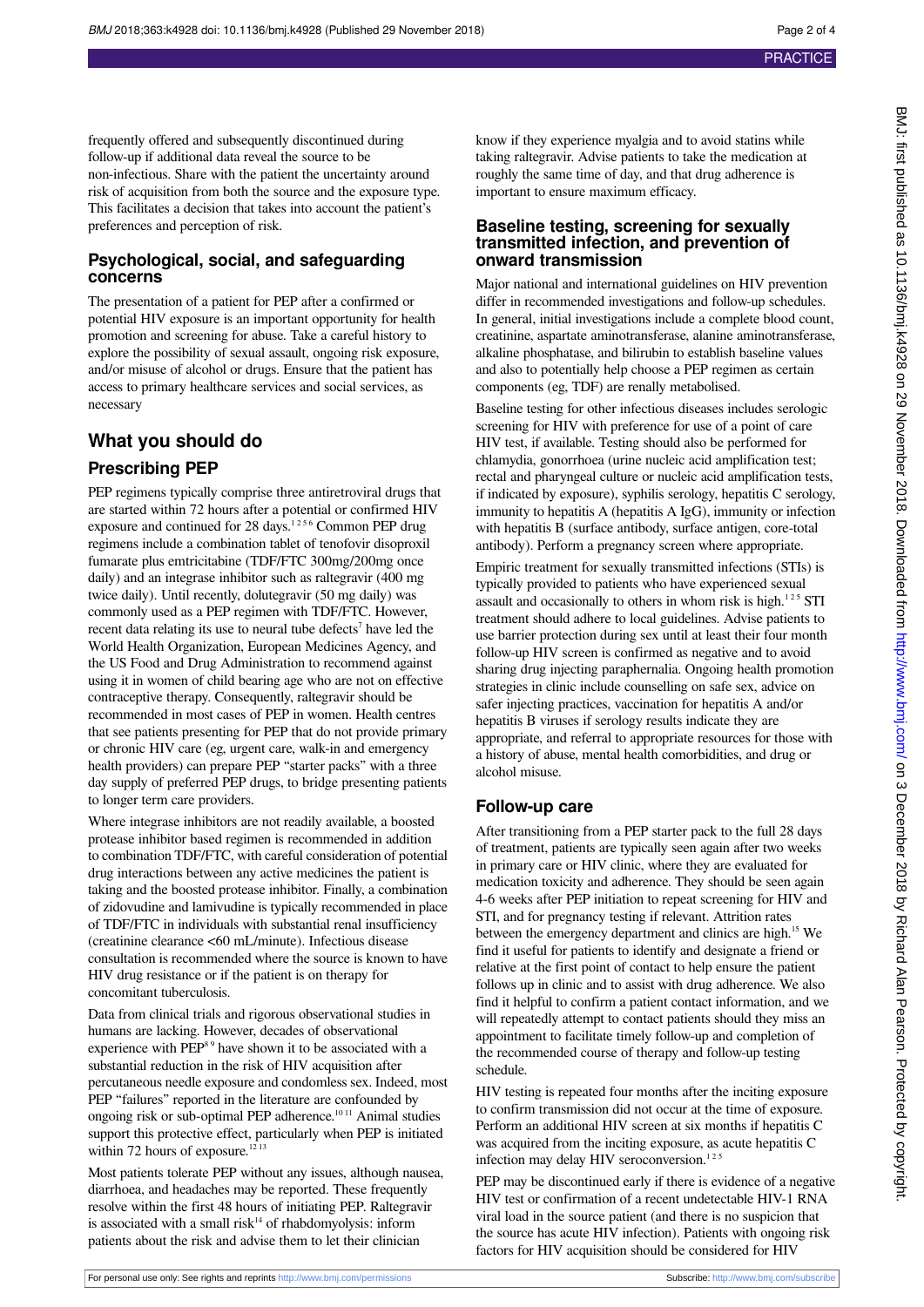frequently offered and subsequently discontinued during follow-up if additional data reveal the source to be non-infectious. Share with the patient the uncertainty around risk of acquisition from both the source and the exposure type. This facilitates a decision that takes into account the patient's preferences and perception of risk.

### Psychological, social, and safeguarding concerns

The presentation of a patient for PEP after a confirmed or potential HIV exposure is an important opportunity for health promotion and screening for abuse. Take a careful history to explore the possibility of sexual assault, ongoing risk exposure, and/or misuse of alcohol or drugs. Ensure that the patient has access to primary healthcare services and social services, as necessary

## What you should do

### Prescribing PEP

PEP regimens typically comprise three antiretroviral drugs that are started within 72 hours after a potential or confirmed HIV exposure and continued for 28 days.[1 2 5 6] Common PEP drug regimens include a combination tablet of tenofovir disoproxil fumarate plus emtricitabine (TDF/FTC 300mg/200mg once daily) and an integrase inhibitor such as raltegravir (400 mg twice daily). Until recently, dolutegravir (50 mg daily) was commonly used as a PEP regimen with TDF/FTC. However, recent data relating its use to neural tube defects[7] have led the World Health Organization, European Medicines Agency, and the US Food and Drug Administration to recommend against using it in women of child bearing age who are not on effective contraceptive therapy. Consequently, raltegravir should be recommended in most cases of PEP in women. Health centres that see patients presenting for PEP that do not provide primary or chronic HIV care (eg, urgent care, walk-in and emergency health providers) can prepare PEP "starter packs" with a three day supply of preferred PEP drugs, to bridge presenting patients to longer term care providers.

Where integrase inhibitors are not readily available, a boosted protease inhibitor based regimen is recommended in addition to combination TDF/FTC, with careful consideration of potential drug interactions between any active medicines the patient is taking and the boosted protease inhibitor. Finally, a combination of zidovudine and lamivudine is typically recommended in place of TDF/FTC in individuals with substantial renal insufficiency (creatinine clearance <60 mL/minute). Infectious disease consultation is recommended where the source is known to have HIV drug resistance or if the patient is on therapy for concomitant tuberculosis.

Data from clinical trials and rigorous observational studies in humans are lacking. However, decades of observational experience with PEP[8 9] have shown it to be associated with a substantial reduction in the risk of HIV acquisition after percutaneous needle exposure and condomless sex. Indeed, most PEP "failures" reported in the literature are confounded by ongoing risk or sub-optimal PEP adherence.[10 11] Animal studies support this protective effect, particularly when PEP is initiated within 72 hours of exposure.[12 13]

Most patients tolerate PEP without any issues, although nausea, diarrhoea, and headaches may be reported. These frequently resolve within the first 48 hours of initiating PEP. Raltegravir is associated with a small risk[14] of rhabdomyolysis: inform patients about the risk and advise them to let their clinician know if they experience myalgia and to avoid statins while taking raltegravir. Advise patients to take the medication at roughly the same time of day, and that drug adherence is important to ensure maximum efficacy.

### Baseline testing, screening for sexually transmitted infection, and prevention of onward transmission

Major national and international guidelines on HIV prevention differ in recommended investigations and follow-up schedules. In general, initial investigations include a complete blood count, creatinine, aspartate aminotransferase, alanine aminotransferase, alkaline phosphatase, and bilirubin to establish baseline values and also to potentially help choose a PEP regimen as certain components (eg, TDF) are renally metabolised.

Baseline testing for other infectious diseases includes serologic screening for HIV with preference for use of a point of care HIV test, if available. Testing should also be performed for chlamydia, gonorrhoea (urine nucleic acid amplification test; rectal and pharyngeal culture or nucleic acid amplification tests, if indicated by exposure), syphilis serology, hepatitis C serology, immunity to hepatitis A (hepatitis A IgG), immunity or infection with hepatitis B (surface antibody, surface antigen, core-total antibody). Perform a pregnancy screen where appropriate.

Empiric treatment for sexually transmitted infections (STIs) is typically provided to patients who have experienced sexual assault and occasionally to others in whom risk is high.[1 2 5] STI treatment should adhere to local guidelines. Advise patients to use barrier protection during sex until at least their four month follow-up HIV screen is confirmed as negative and to avoid sharing drug injecting paraphernalia. Ongoing health promotion strategies in clinic include counselling on safe sex, advice on safer injecting practices, vaccination for hepatitis A and/or hepatitis B viruses if serology results indicate they are appropriate, and referral to appropriate resources for those with a history of abuse, mental health comorbidities, and drug or alcohol misuse.

### Follow-up care

After transitioning from a PEP starter pack to the full 28 days of treatment, patients are typically seen again after two weeks in primary care or HIV clinic, where they are evaluated for medication toxicity and adherence. They should be seen again 4-6 weeks after PEP initiation to repeat screening for HIV and STI, and for pregnancy testing if relevant. Attrition rates between the emergency department and clinics are high.[15] We find it useful for patients to identify and designate a friend or relative at the first point of contact to help ensure the patient follows up in clinic and to assist with drug adherence. We also find it helpful to confirm a patient contact information, and we will repeatedly attempt to contact patients should they miss an appointment to facilitate timely follow-up and completion of the recommended course of therapy and follow-up testing schedule.

HIV testing is repeated four months after the inciting exposure to confirm transmission did not occur at the time of exposure. Perform an additional HIV screen at six months if hepatitis C was acquired from the inciting exposure, as acute hepatitis C infection may delay HIV seroconversion.[1 2 5]

PEP may be discontinued early if there is evidence of a negative HIV test or confirmation of a recent undetectable HIV-1 RNA viral load in the source patient (and there is no suspicion that the source has acute HIV infection). Patients with ongoing risk factors for HIV acquisition should be considered for HIV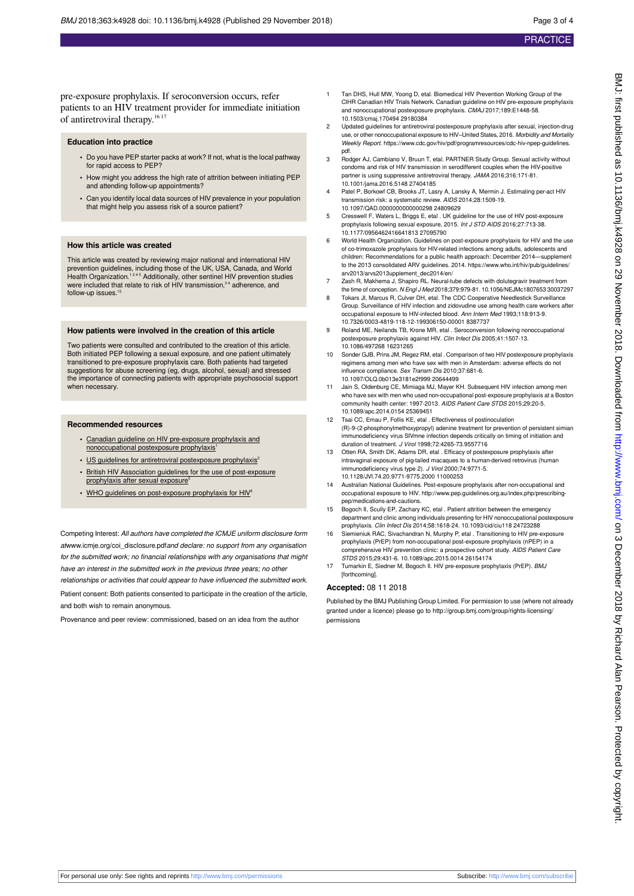pre-exposure prophylaxis. If seroconversion occurs, refer patients to an HIV treatment provider for immediate initiation of antiretroviral therapy.[16 17]

### Education into practice

- Do you have PEP starter packs at work? If not, what is the local pathway for rapid access to PEP?
- How might you address the high rate of attrition between initiating PEP and attending follow-up appointments?
- Can you identify local data sources of HIV prevalence in your population that might help you assess risk of a source patient?

### How this article was created

This article was created by reviewing major national and international HIV prevention guidelines, including those of the UK, USA, Canada, and World Health Organization.[1 2 4 5] Additionally, other sentinel HIV prevention studies were included that relate to risk of HIV transmission,[3 4] adherence, and follow-up issues.[15]

### How patients were involved in the creation of this article

Two patients were consulted and contributed to the creation of this article. Both initiated PEP following a sexual exposure, and one patient ultimately transitioned to pre-exposure prophylaxis care. Both patients had targeted suggestions for abuse screening (eg, drugs, alcohol, sexual) and stressed the importance of connecting patients with appropriate psychosocial support when necessary.

### Recommended resources

- Canadian guideline on HIV pre-exposure prophylaxis and nonoccupational postexposure prophylaxis[1]
- US guidelines for antiretroviral postexposure prophylaxis[2]
- British HIV Association guidelines for the use of post-exposure prophylaxis after sexual exposure[5]
- WHO guidelines on post-exposure prophylaxis for HIV[6]

Competing Interest: *All authors have completed the ICMJE uniform disclosure form at*www.icmje.org/coi_disclosure.pdf*and declare: no support from any organisation for the submitted work; no financial relationships with any organisations that might have an interest in the submitted work in the previous three years; no other relationships or activities that could appear to have influenced the submitted work.*

Patient consent: Both patients consented to participate in the creation of the article, and both wish to remain anonymous.

Provenance and peer review: commissioned, based on an idea from the author

1. Tan DHS, Hull MW, Yoong D, etal. Biomedical HIV Prevention Working Group of the CIHR Canadian HIV Trials Network. Canadian guideline on HIV pre-exposure prophylaxis and nonoccupational postexposure prophylaxis. *CMAJ* 2017;189:E1448-58. 10.1503/cmaj.170494 29180384
2. Updated guidelines for antiretroviral postexposure prophylaxis after sexual, injection-drug use, or other nonoccupational exposure to HIV–United States, 2016. *Morbidity and Mortality Weekly Report*. https://www.cdc.gov/hiv/pdf/programresources/cdc-hiv-npep-guidelines.pdf.
3. Rodger AJ, Cambiano V, Bruun T, etal. PARTNER Study Group. Sexual activity without condoms and risk of HIV transmission in serodifferent couples when the HIV-positive partner is using suppressive antiretroviral therapy. *JAMA* 2016;316:171-81. 10.1001/jama.2016.5148 27404185
4. Patel P, Borkowf CB, Brooks JT, Lasry A, Lansky A, Mermin J. Estimating per-act HIV transmission risk: a systematic review. *AIDS* 2014;28:1509-19. 10.1097/QAD.0000000000000298 24809629
5. Cresswell F, Waters L, Briggs E, etal . UK guideline for the use of HIV post-exposure prophylaxis following sexual exposure, 2015. *Int J STD AIDS* 2016;27:713-38. 10.1177/0956462416641813 27095790
6. World Health Organization. Guidelines on post-exposure prophylaxis for HIV and the use of co-trimoxazole prophylaxis for HIV-related infections among adults, adolescents and children: Recommendations for a public health approach: December 2014—supplement to the 2013 consolidated ARV guidelines. 2014. https://www.who.int/hiv/pub/guidelines/arv2013/arvs2013upplement_dec2014/en/
7. Zash R, Makhema J, Shapiro RL. Neural-tube defects with dolutegravir treatment from the time of conception. *N Engl J Med* 2018;379:979-81. 10.1056/NEJMc1807653 30037297
8. Tokars JI, Marcus R, Culver DH, etal. The CDC Cooperative Needlestick Surveillance Group. Surveillance of HIV infection and zidovudine use among health care workers after occupational exposure to HIV-infected blood. *Ann Intern Med* 1993;118:913-9. 10.7326/0003-4819-118-12-199306150-00001 8387737
9. Roland ME, Neilands TB, Krone MR, etal . Seroconversion following nonoccupational postexposure prophylaxis against HIV. *Clin Infect Dis* 2005;41:1507-13. 10.1086/497268 16231265
10. Sonder GJB, Prins JM, Regez RM, etal . Comparison of two HIV postexposure prophylaxis regimens among men who have sex with men in Amsterdam: adverse effects do not influence compliance. *Sex Transm Dis* 2010;37:681-6. 10.1097/OLQ.0b013e3181e2f999 20644499
11. Jain S, Oldenburg CE, Mimiaga MJ, Mayer KH. Subsequent HIV infection among men who have sex with men who used non-occupational post-exposure prophylaxis at a Boston community health center: 1997-2013. *AIDS Patient Care STDS* 2015;29:20-5. 10.1089/apc.2014.0154 25369451
12. Tsai CC, Emau P, Follis KE, etal . Effectiveness of postinoculation (R)-9-(2-phosphonylmethoxypropyl) adenine treatment for prevention of persistent simian immunodeficiency virus SIVmne infection depends critically on timing of initiation and duration of treatment. *J Virol* 1998;72:4265-73.9557716
13. Otten RA, Smith DK, Adams DR, etal . Efficacy of postexposure prophylaxis after intravaginal exposure of pig-tailed macaques to a human-derived retrovirus (human immunodeficiency virus type 2). *J Virol* 2000;74:9771-5. 10.1128/JVI.74.20.9771-9775.2000 11000253
14. Australian National Guidelines. Post-exposure prophylaxis after non-occupational and occupational exposure to HIV. http://www.pep.guidelines.org.au/index.php/prescribing-pep/medications-and-cautions.
15. Bogoch II, Scully EP, Zachary KC, etal . Patient attrition between the emergency department and clinic among individuals presenting for HIV nonoccupational postexposure prophylaxis. *Clin Infect Dis* 2014;58:1618-24. 10.1093/cid/ciu118 24723288
16. Siemieniuk RAC, Sivachandran N, Murphy P, etal . Transitioning to HIV pre-exposure prophylaxis (PrEP) from non-occupational post-exposure prophylaxis (nPEP) in a comprehensive HIV prevention clinic: a prospective cohort study. *AIDS Patient Care STDS* 2015;29:431-6. 10.1089/apc.2015.0014 26154174
17. Tumarkin E, Siedner M, Bogoch II. HIV pre-exposure prophylaxis (PrEP). *BMJ* [forthcoming].

### Accepted: 08 11 2018

Published by the BMJ Publishing Group Limited. For permission to use (where not already granted under a licence) please go to http://group.bmj.com/group/rights-licensing/permissions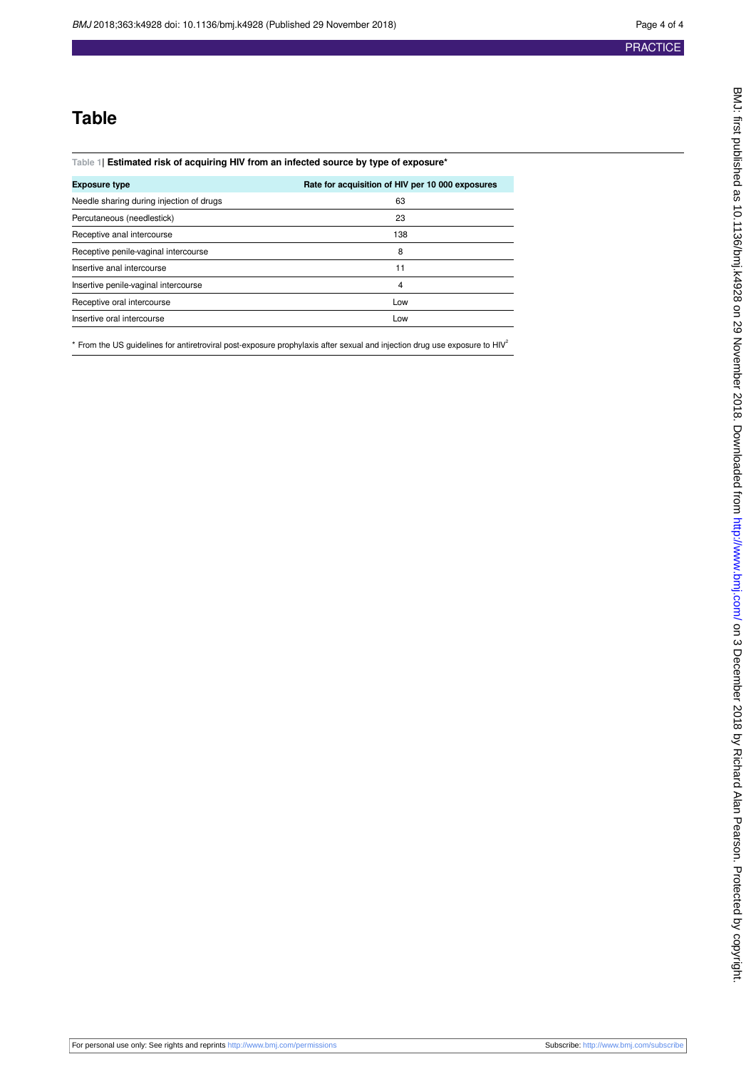# Table

**Table 1| Estimated risk of acquiring HIV from an infected source by type of exposure***

| Exposure type | Rate for acquisition of HIV per 10 000 exposures |
|---|---|
| Needle sharing during injection of drugs | 63 |
| Percutaneous (needlestick) | 23 |
| Receptive anal intercourse | 138 |
| Receptive penile-vaginal intercourse | 8 |
| Insertive anal intercourse | 11 |
| Insertive penile-vaginal intercourse | 4 |
| Receptive oral intercourse | Low |
| Insertive oral intercourse | Low |

* From the US guidelines for antiretroviral post-exposure prophylaxis after sexual and injection drug use exposure to HIV[2]